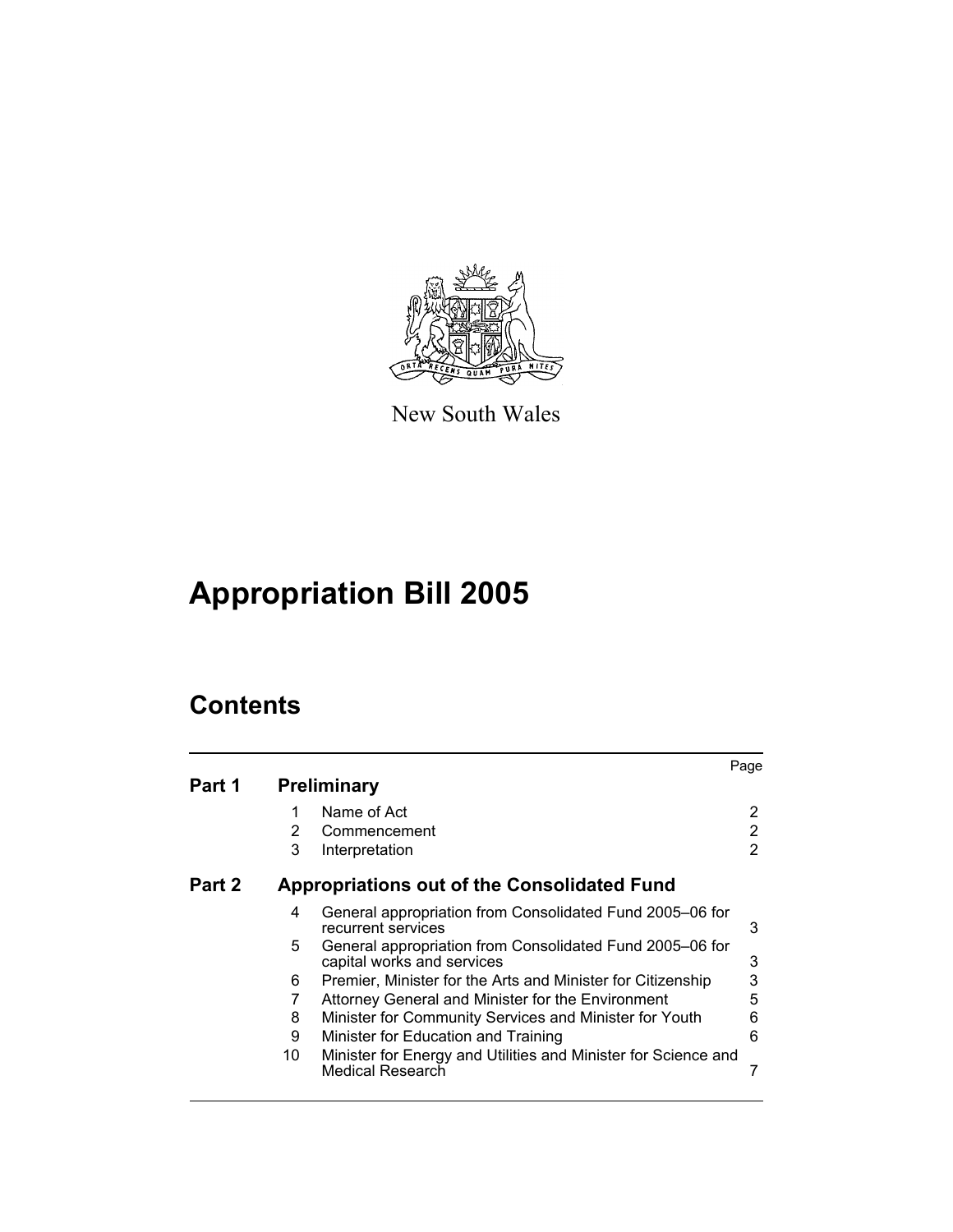New South Wales

# Appropriation Bill 2005

## Contents

| | | | Page |
|---|---|---|---|
| **Part 1** | **Preliminary** | | |
| | 1 | Name of Act | 2 |
| | 2 | Commencement | 2 |
| | 3 | Interpretation | 2 |
| **Part 2** | **Appropriations out of the Consolidated Fund** | | |
| | 4 | General appropriation from Consolidated Fund 2005–06 for recurrent services | 3 |
| | 5 | General appropriation from Consolidated Fund 2005–06 for capital works and services | 3 |
| | 6 | Premier, Minister for the Arts and Minister for Citizenship | 3 |
| | 7 | Attorney General and Minister for the Environment | 5 |
| | 8 | Minister for Community Services and Minister for Youth | 6 |
| | 9 | Minister for Education and Training | 6 |
| | 10 | Minister for Energy and Utilities and Minister for Science and Medical Research | 7 |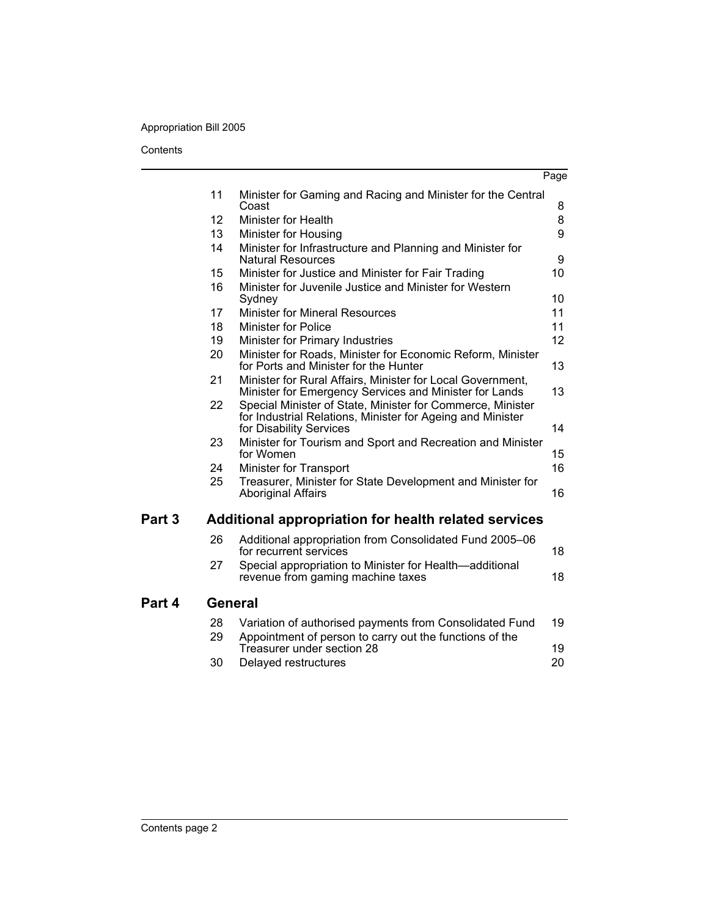| | | Page |
|---|---|---|
| 11 | Minister for Gaming and Racing and Minister for the Central Coast | 8 |
| 12 | Minister for Health | 8 |
| 13 | Minister for Housing | 9 |
| 14 | Minister for Infrastructure and Planning and Minister for Natural Resources | 9 |
| 15 | Minister for Justice and Minister for Fair Trading | 10 |
| 16 | Minister for Juvenile Justice and Minister for Western Sydney | 10 |
| 17 | Minister for Mineral Resources | 11 |
| 18 | Minister for Police | 11 |
| 19 | Minister for Primary Industries | 12 |
| 20 | Minister for Roads, Minister for Economic Reform, Minister for Ports and Minister for the Hunter | 13 |
| 21 | Minister for Rural Affairs, Minister for Local Government, Minister for Emergency Services and Minister for Lands | 13 |
| 22 | Special Minister of State, Minister for Commerce, Minister for Industrial Relations, Minister for Ageing and Minister for Disability Services | 14 |
| 23 | Minister for Tourism and Sport and Recreation and Minister for Women | 15 |
| 24 | Minister for Transport | 16 |
| 25 | Treasurer, Minister for State Development and Minister for Aboriginal Affairs | 16 |

## Part 3 Additional appropriation for health related services

| | | |
|---|---|---|
| 26 | Additional appropriation from Consolidated Fund 2005–06 for recurrent services | 18 |
| 27 | Special appropriation to Minister for Health—additional revenue from gaming machine taxes | 18 |

## Part 4 General

| | | |
|---|---|---|
| 28 | Variation of authorised payments from Consolidated Fund | 19 |
| 29 | Appointment of person to carry out the functions of the Treasurer under section 28 | 19 |
| 30 | Delayed restructures | 20 |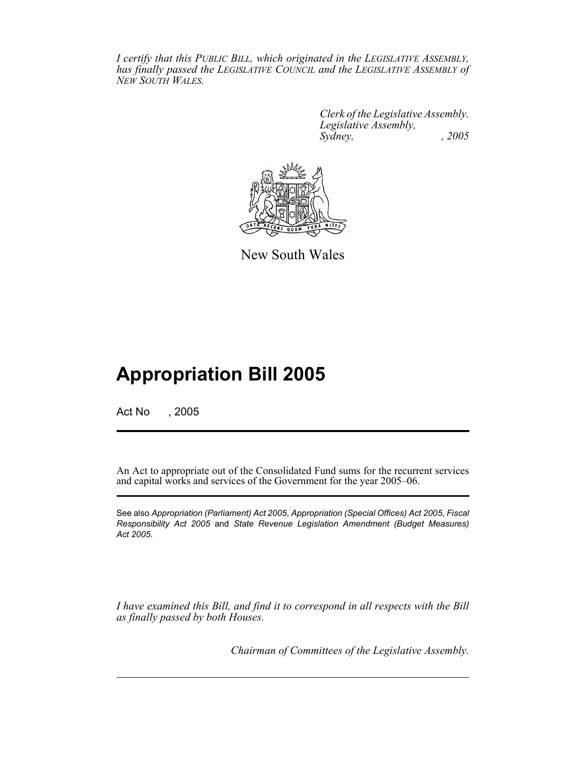*I certify that this PUBLIC BILL, which originated in the LEGISLATIVE ASSEMBLY, has finally passed the LEGISLATIVE COUNCIL and the LEGISLATIVE ASSEMBLY of NEW SOUTH WALES.*

*Clerk of the Legislative Assembly.*
*Legislative Assembly,*
*Sydney, , 2005*

New South Wales

# Appropriation Bill 2005

Act No , 2005

An Act to appropriate out of the Consolidated Fund sums for the recurrent services and capital works and services of the Government for the year 2005–06.

See also *Appropriation (Parliament) Act 2005*, *Appropriation (Special Offices) Act 2005*, *Fiscal Responsibility Act 2005* and *State Revenue Legislation Amendment (Budget Measures) Act 2005*.

*I have examined this Bill, and find it to correspond in all respects with the Bill as finally passed by both Houses.*

*Chairman of Committees of the Legislative Assembly.*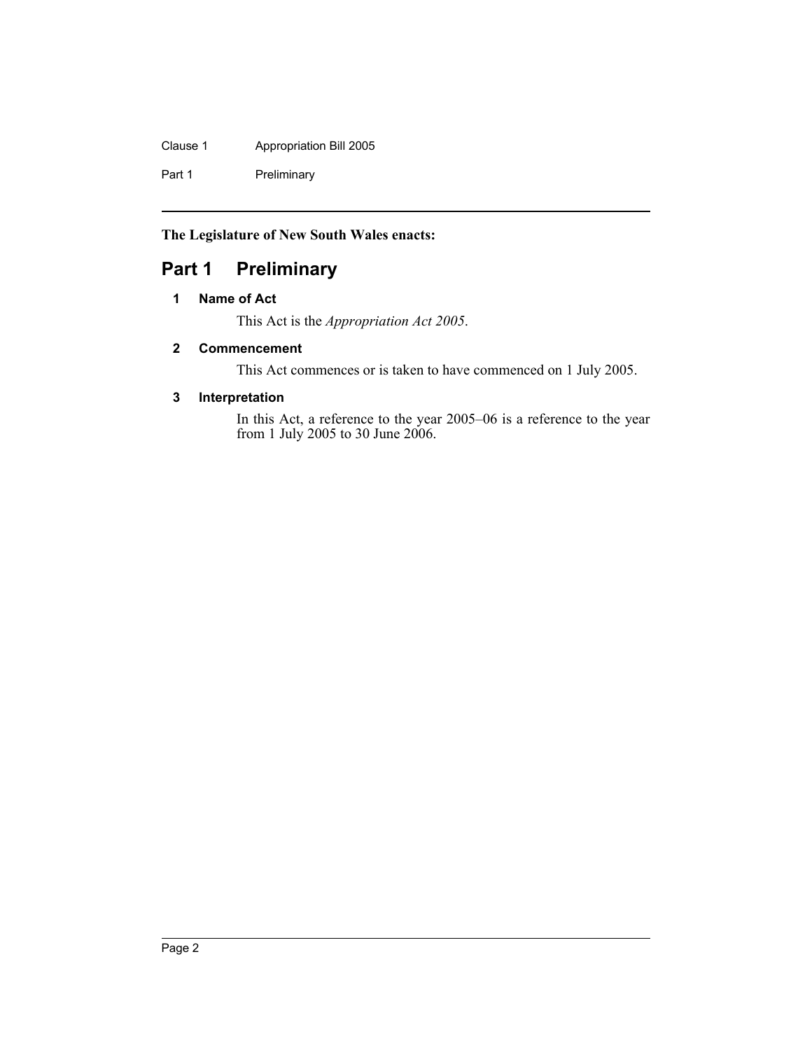**The Legislature of New South Wales enacts:**

# Part 1 Preliminary

### 1 Name of Act

This Act is the *Appropriation Act 2005*.

### 2 Commencement

This Act commences or is taken to have commenced on 1 July 2005.

### 3 Interpretation

In this Act, a reference to the year 2005–06 is a reference to the year from 1 July 2005 to 30 June 2006.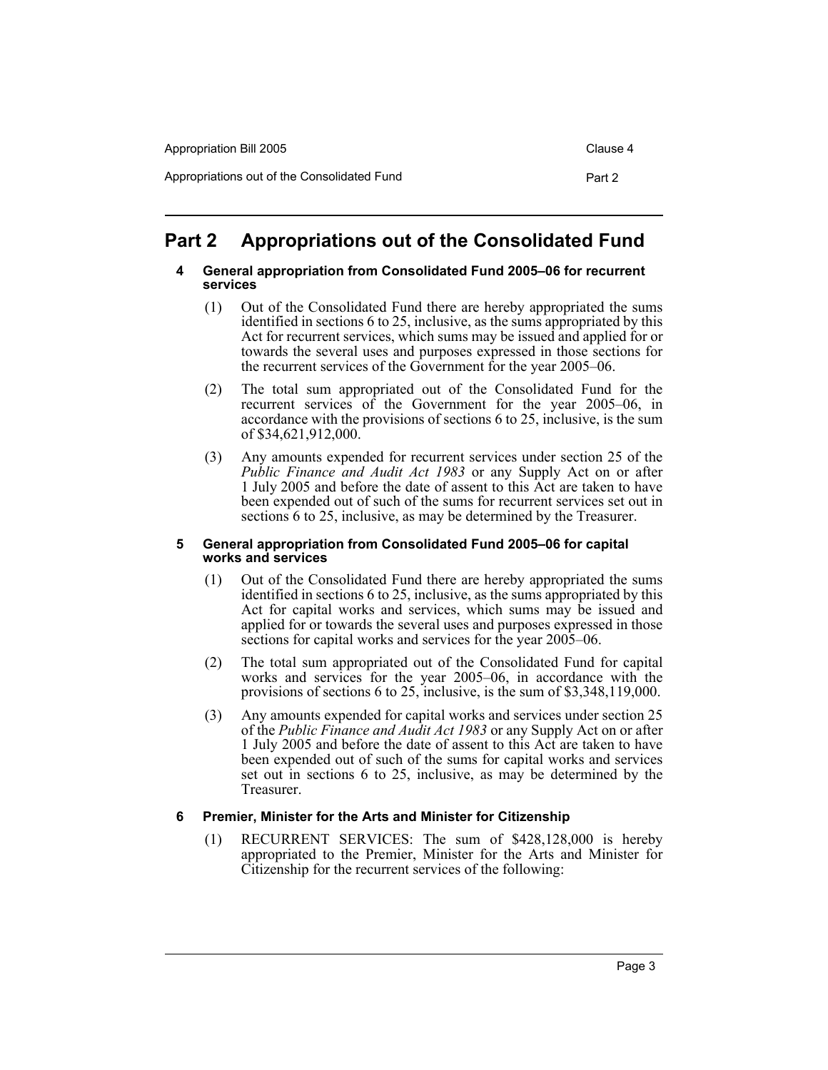## Part 2 Appropriations out of the Consolidated Fund

#### 4 General appropriation from Consolidated Fund 2005–06 for recurrent services

(1) Out of the Consolidated Fund there are hereby appropriated the sums identified in sections 6 to 25, inclusive, as the sums appropriated by this Act for recurrent services, which sums may be issued and applied for or towards the several uses and purposes expressed in those sections for the recurrent services of the Government for the year 2005–06.

(2) The total sum appropriated out of the Consolidated Fund for the recurrent services of the Government for the year 2005–06, in accordance with the provisions of sections 6 to 25, inclusive, is the sum of $34,621,912,000.

(3) Any amounts expended for recurrent services under section 25 of the *Public Finance and Audit Act 1983* or any Supply Act on or after 1 July 2005 and before the date of assent to this Act are taken to have been expended out of such of the sums for recurrent services set out in sections 6 to 25, inclusive, as may be determined by the Treasurer.

#### 5 General appropriation from Consolidated Fund 2005–06 for capital works and services

(1) Out of the Consolidated Fund there are hereby appropriated the sums identified in sections 6 to 25, inclusive, as the sums appropriated by this Act for capital works and services, which sums may be issued and applied for or towards the several uses and purposes expressed in those sections for capital works and services for the year 2005–06.

(2) The total sum appropriated out of the Consolidated Fund for capital works and services for the year 2005–06, in accordance with the provisions of sections 6 to 25, inclusive, is the sum of $3,348,119,000.

(3) Any amounts expended for capital works and services under section 25 of the *Public Finance and Audit Act 1983* or any Supply Act on or after 1 July 2005 and before the date of assent to this Act are taken to have been expended out of such of the sums for capital works and services set out in sections 6 to 25, inclusive, as may be determined by the Treasurer.

#### 6 Premier, Minister for the Arts and Minister for Citizenship

(1) RECURRENT SERVICES: The sum of $428,128,000 is hereby appropriated to the Premier, Minister for the Arts and Minister for Citizenship for the recurrent services of the following: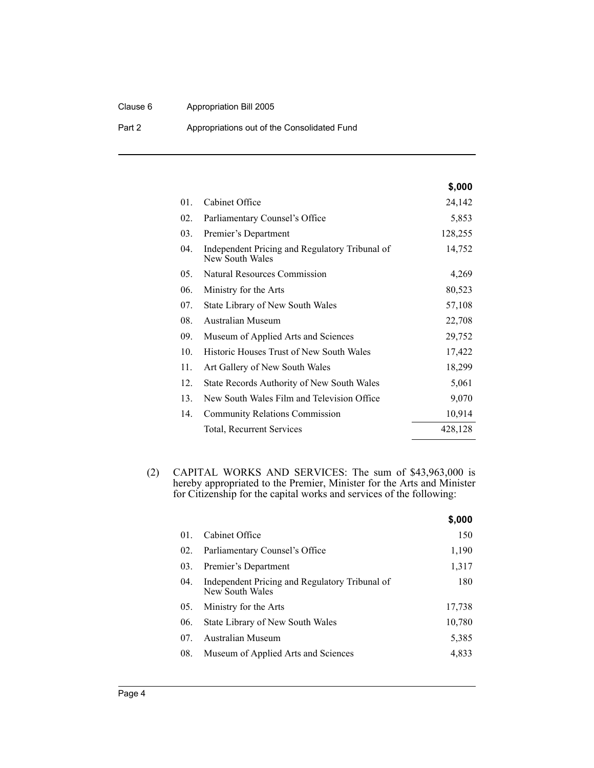| | | $,000 |
|---|---|---|
| 01. | Cabinet Office | 24,142 |
| 02. | Parliamentary Counsel's Office | 5,853 |
| 03. | Premier's Department | 128,255 |
| 04. | Independent Pricing and Regulatory Tribunal of New South Wales | 14,752 |
| 05. | Natural Resources Commission | 4,269 |
| 06. | Ministry for the Arts | 80,523 |
| 07. | State Library of New South Wales | 57,108 |
| 08. | Australian Museum | 22,708 |
| 09. | Museum of Applied Arts and Sciences | 29,752 |
| 10. | Historic Houses Trust of New South Wales | 17,422 |
| 11. | Art Gallery of New South Wales | 18,299 |
| 12. | State Records Authority of New South Wales | 5,061 |
| 13. | New South Wales Film and Television Office | 9,070 |
| 14. | Community Relations Commission | 10,914 |
| | Total, Recurrent Services | 428,128 |

(2) CAPITAL WORKS AND SERVICES: The sum of $43,963,000 is hereby appropriated to the Premier, Minister for the Arts and Minister for Citizenship for the capital works and services of the following:

| | | $,000 |
|---|---|---|
| 01. | Cabinet Office | 150 |
| 02. | Parliamentary Counsel's Office | 1,190 |
| 03. | Premier's Department | 1,317 |
| 04. | Independent Pricing and Regulatory Tribunal of New South Wales | 180 |
| 05. | Ministry for the Arts | 17,738 |
| 06. | State Library of New South Wales | 10,780 |
| 07. | Australian Museum | 5,385 |
| 08. | Museum of Applied Arts and Sciences | 4,833 |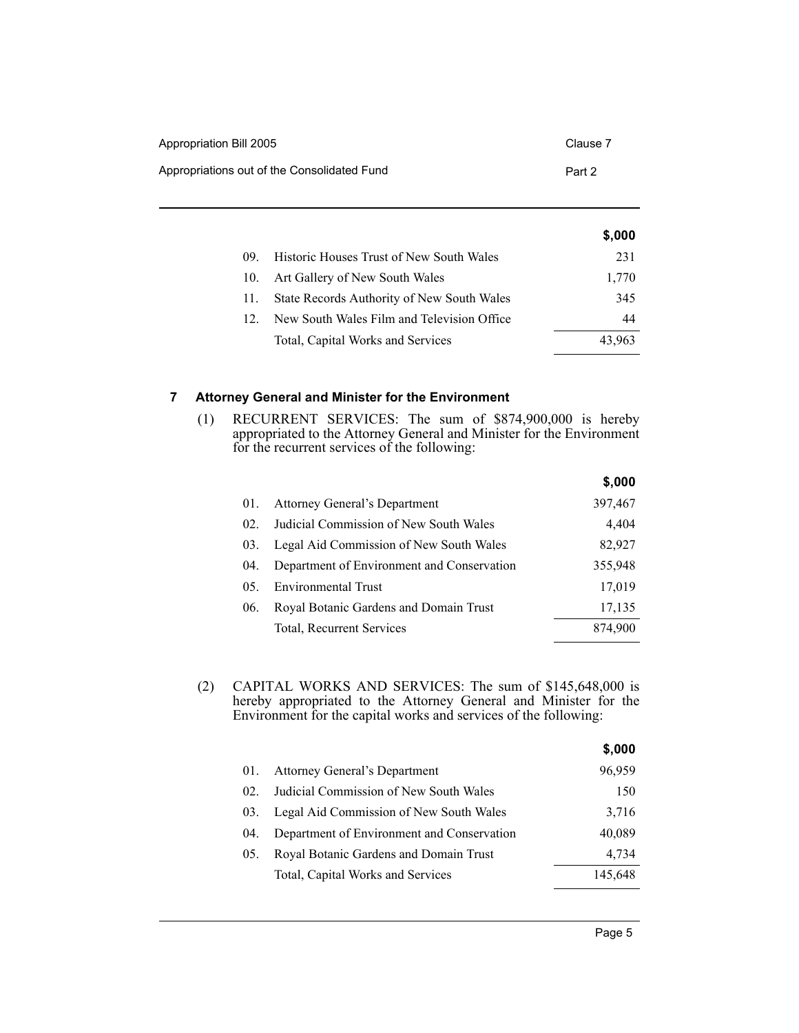| | | $,000 |
|---|---|---|
| 09. | Historic Houses Trust of New South Wales | 231 |
| 10. | Art Gallery of New South Wales | 1,770 |
| 11. | State Records Authority of New South Wales | 345 |
| 12. | New South Wales Film and Television Office | 44 |
| | Total, Capital Works and Services | 43,963 |

## 7 Attorney General and Minister for the Environment

(1) RECURRENT SERVICES: The sum of $874,900,000 is hereby appropriated to the Attorney General and Minister for the Environment for the recurrent services of the following:

| | | $,000 |
|---|---|---|
| 01. | Attorney General's Department | 397,467 |
| 02. | Judicial Commission of New South Wales | 4,404 |
| 03. | Legal Aid Commission of New South Wales | 82,927 |
| 04. | Department of Environment and Conservation | 355,948 |
| 05. | Environmental Trust | 17,019 |
| 06. | Royal Botanic Gardens and Domain Trust | 17,135 |
| | Total, Recurrent Services | 874,900 |

(2) CAPITAL WORKS AND SERVICES: The sum of $145,648,000 is hereby appropriated to the Attorney General and Minister for the Environment for the capital works and services of the following:

| | | $,000 |
|---|---|---|
| 01. | Attorney General's Department | 96,959 |
| 02. | Judicial Commission of New South Wales | 150 |
| 03. | Legal Aid Commission of New South Wales | 3,716 |
| 04. | Department of Environment and Conservation | 40,089 |
| 05. | Royal Botanic Gardens and Domain Trust | 4,734 |
| | Total, Capital Works and Services | 145,648 |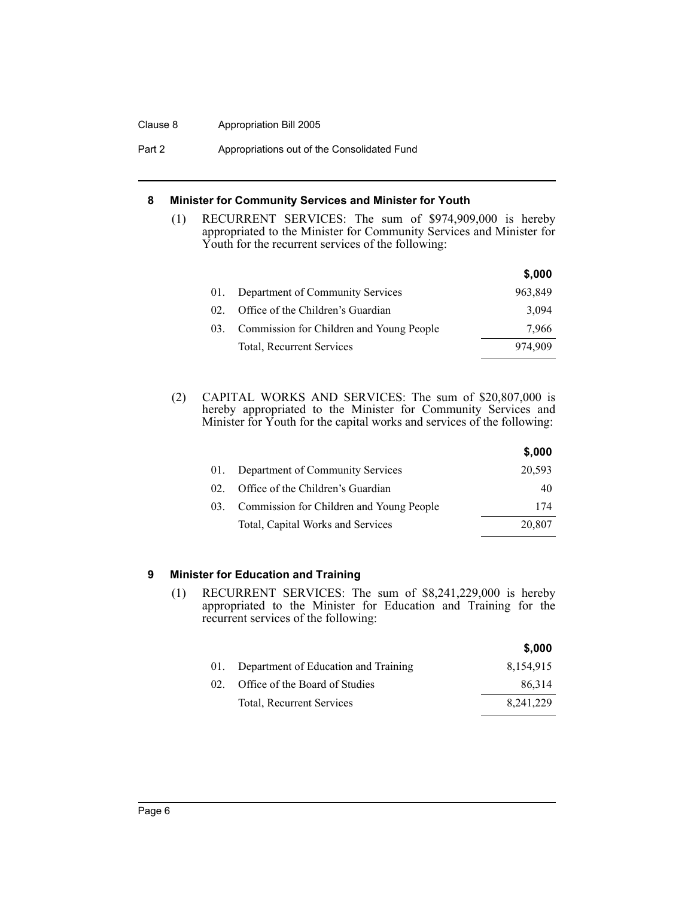## 8 Minister for Community Services and Minister for Youth

(1) RECURRENT SERVICES: The sum of $974,909,000 is hereby appropriated to the Minister for Community Services and Minister for Youth for the recurrent services of the following:

| | | $,000 |
|---|---|---|
| 01. | Department of Community Services | 963,849 |
| 02. | Office of the Children's Guardian | 3,094 |
| 03. | Commission for Children and Young People | 7,966 |
| | Total, Recurrent Services | 974,909 |

(2) CAPITAL WORKS AND SERVICES: The sum of $20,807,000 is hereby appropriated to the Minister for Community Services and Minister for Youth for the capital works and services of the following:

| | | $,000 |
|---|---|---|
| 01. | Department of Community Services | 20,593 |
| 02. | Office of the Children's Guardian | 40 |
| 03. | Commission for Children and Young People | 174 |
| | Total, Capital Works and Services | 20,807 |

## 9 Minister for Education and Training

(1) RECURRENT SERVICES: The sum of $8,241,229,000 is hereby appropriated to the Minister for Education and Training for the recurrent services of the following:

| | | $,000 |
|---|---|---|
| 01. | Department of Education and Training | 8,154,915 |
| 02. | Office of the Board of Studies | 86,314 |
| | Total, Recurrent Services | 8,241,229 |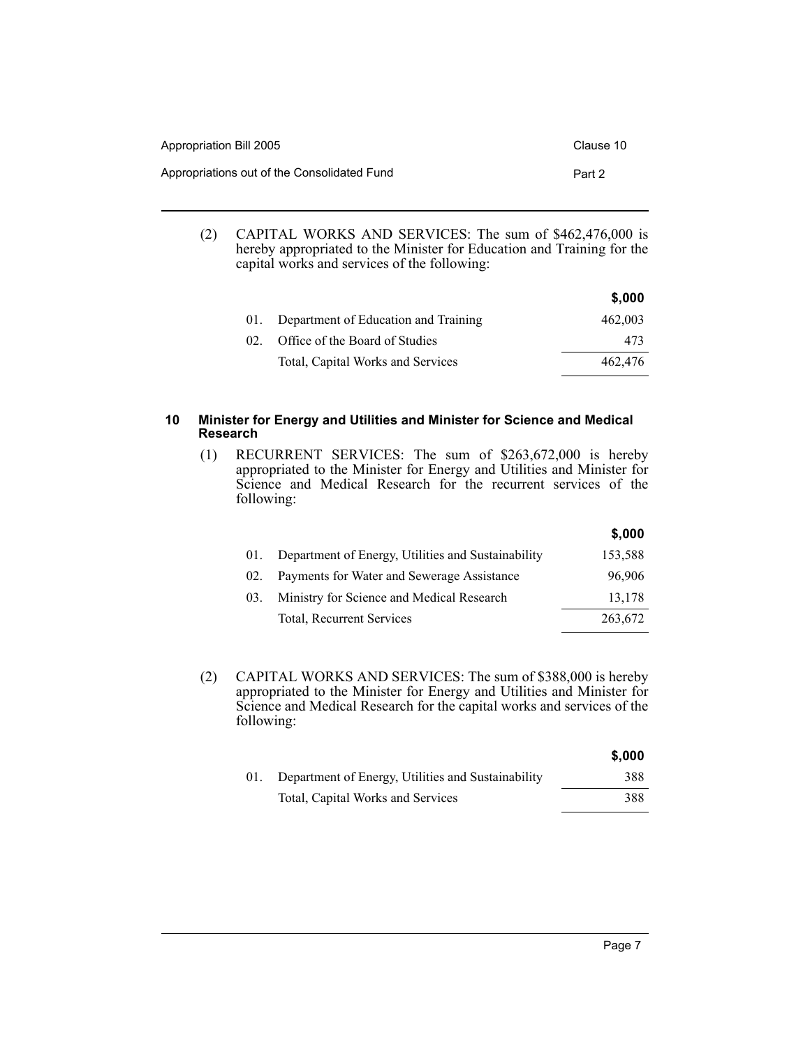(2) CAPITAL WORKS AND SERVICES: The sum of $462,476,000 is hereby appropriated to the Minister for Education and Training for the capital works and services of the following:

| | | $,000 |
|---|---|---|
| 01. | Department of Education and Training | 462,003 |
| 02. | Office of the Board of Studies | 473 |
| | Total, Capital Works and Services | 462,476 |

### 10 Minister for Energy and Utilities and Minister for Science and Medical Research

(1) RECURRENT SERVICES: The sum of $263,672,000 is hereby appropriated to the Minister for Energy and Utilities and Minister for Science and Medical Research for the recurrent services of the following:

| | | $,000 |
|---|---|---|
| 01. | Department of Energy, Utilities and Sustainability | 153,588 |
| 02. | Payments for Water and Sewerage Assistance | 96,906 |
| 03. | Ministry for Science and Medical Research | 13,178 |
| | Total, Recurrent Services | 263,672 |

(2) CAPITAL WORKS AND SERVICES: The sum of $388,000 is hereby appropriated to the Minister for Energy and Utilities and Minister for Science and Medical Research for the capital works and services of the following:

| | | $,000 |
|---|---|---|
| 01. | Department of Energy, Utilities and Sustainability | 388 |
| | Total, Capital Works and Services | 388 |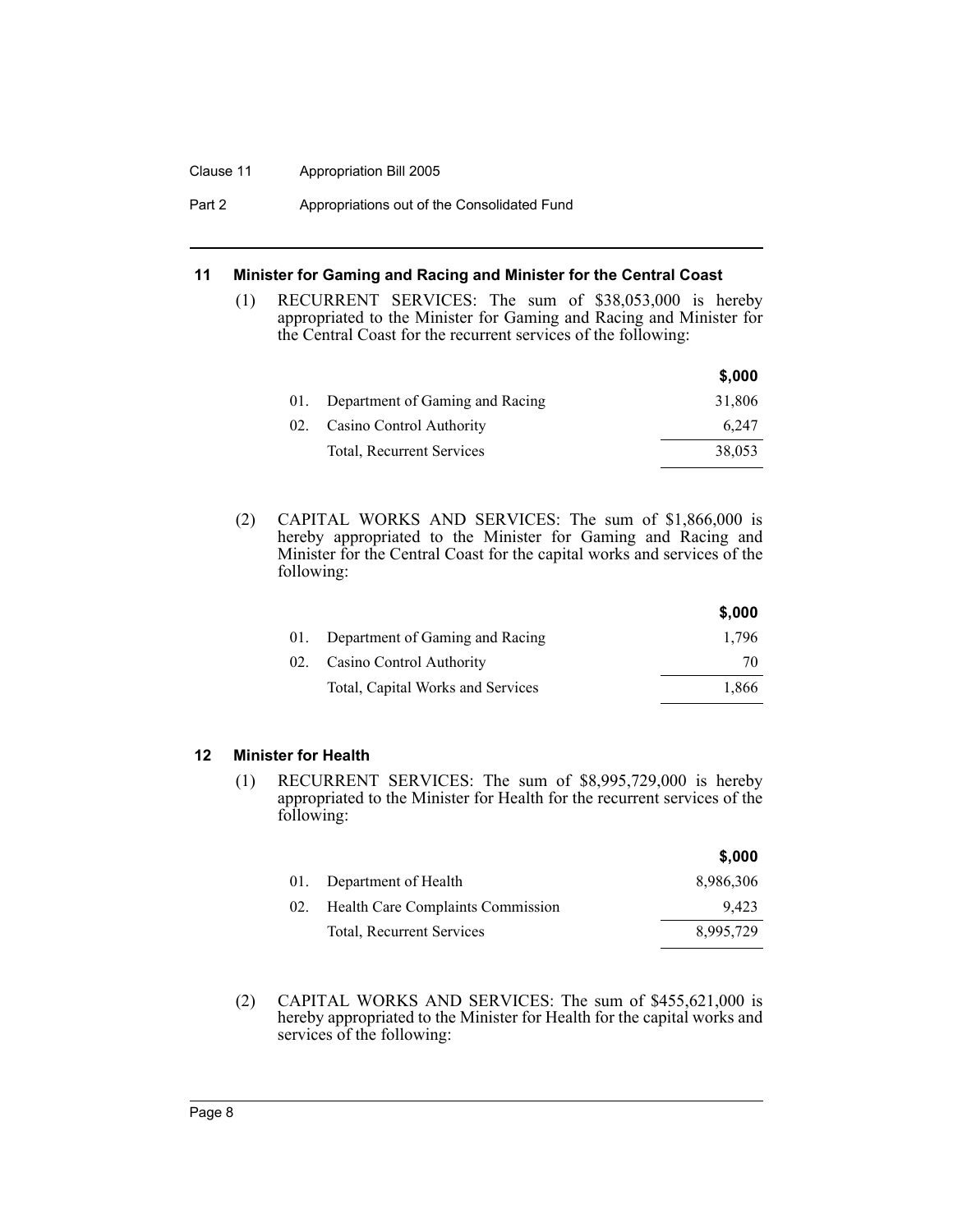### 11 Minister for Gaming and Racing and Minister for the Central Coast

(1) RECURRENT SERVICES: The sum of $38,053,000 is hereby appropriated to the Minister for Gaming and Racing and Minister for the Central Coast for the recurrent services of the following:

| | | $,000 |
|---|---|---|
| 01. | Department of Gaming and Racing | 31,806 |
| 02. | Casino Control Authority | 6,247 |
| | Total, Recurrent Services | 38,053 |

(2) CAPITAL WORKS AND SERVICES: The sum of $1,866,000 is hereby appropriated to the Minister for Gaming and Racing and Minister for the Central Coast for the capital works and services of the following:

| | | $,000 |
|---|---|---|
| 01. | Department of Gaming and Racing | 1,796 |
| 02. | Casino Control Authority | 70 |
| | Total, Capital Works and Services | 1,866 |

### 12 Minister for Health

(1) RECURRENT SERVICES: The sum of $8,995,729,000 is hereby appropriated to the Minister for Health for the recurrent services of the following:

| | | $,000 |
|---|---|---|
| 01. | Department of Health | 8,986,306 |
| 02. | Health Care Complaints Commission | 9,423 |
| | Total, Recurrent Services | 8,995,729 |

(2) CAPITAL WORKS AND SERVICES: The sum of $455,621,000 is hereby appropriated to the Minister for Health for the capital works and services of the following: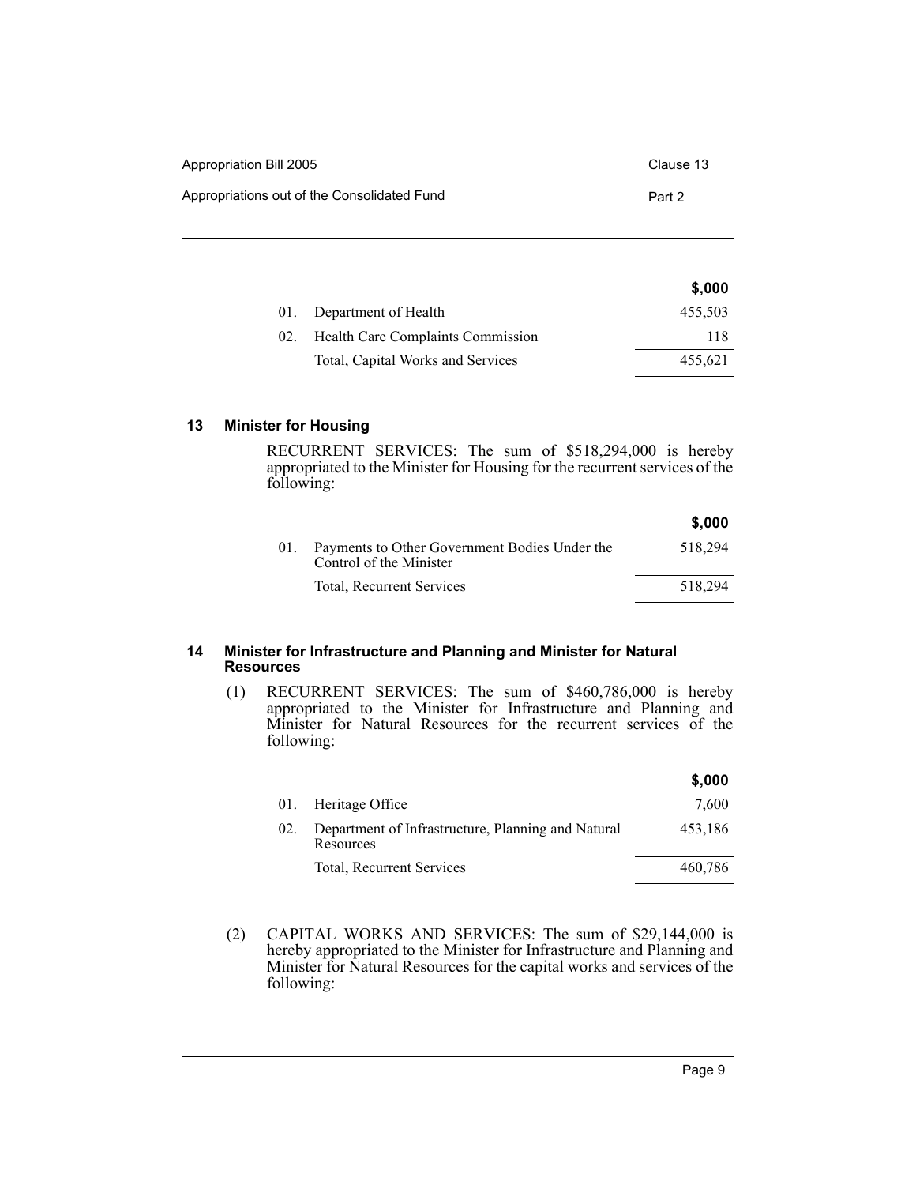| | | $,000 |
|---|---|---|
| 01. | Department of Health | 455,503 |
| 02. | Health Care Complaints Commission | 118 |
| | Total, Capital Works and Services | 455,621 |

## 13 Minister for Housing

RECURRENT SERVICES: The sum of $518,294,000 is hereby appropriated to the Minister for Housing for the recurrent services of the following:

| | | $,000 |
|---|---|---|
| 01. | Payments to Other Government Bodies Under the Control of the Minister | 518,294 |
| | Total, Recurrent Services | 518,294 |

## 14 Minister for Infrastructure and Planning and Minister for Natural Resources

(1) RECURRENT SERVICES: The sum of $460,786,000 is hereby appropriated to the Minister for Infrastructure and Planning and Minister for Natural Resources for the recurrent services of the following:

| | | $,000 |
|---|---|---|
| 01. | Heritage Office | 7,600 |
| 02. | Department of Infrastructure, Planning and Natural Resources | 453,186 |
| | Total, Recurrent Services | 460,786 |

(2) CAPITAL WORKS AND SERVICES: The sum of $29,144,000 is hereby appropriated to the Minister for Infrastructure and Planning and Minister for Natural Resources for the capital works and services of the following: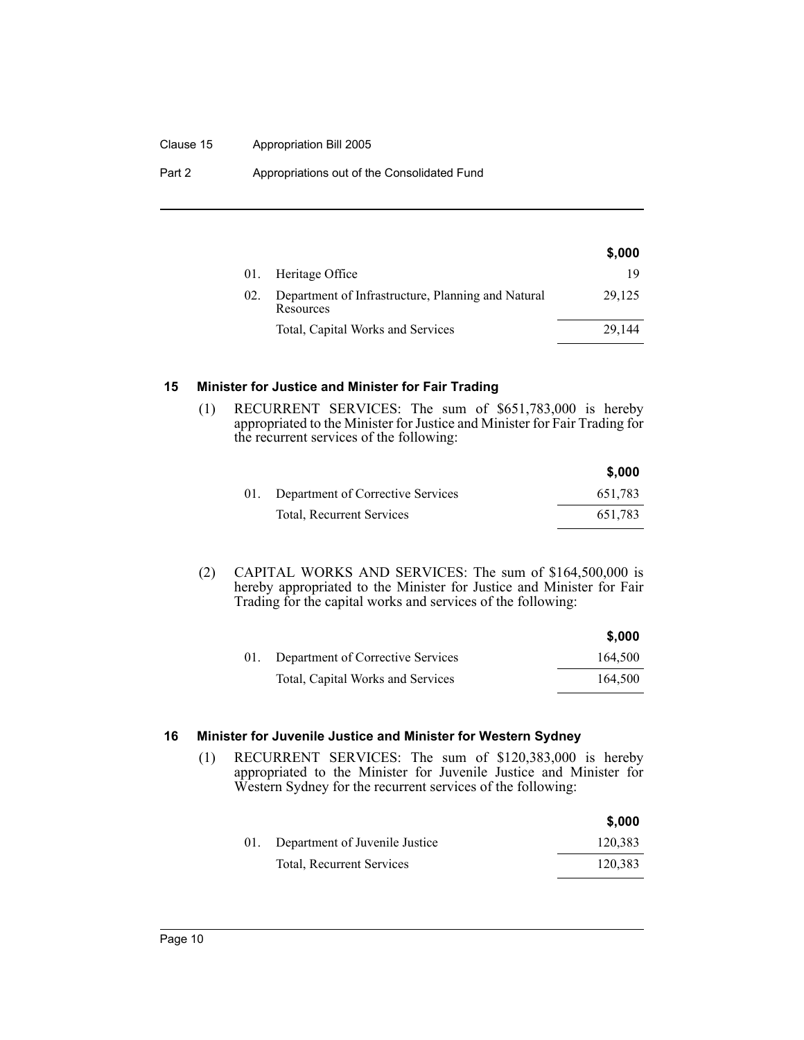| | | $,000 |
|---|---|---|
| 01. | Heritage Office | 19 |
| 02. | Department of Infrastructure, Planning and Natural Resources | 29,125 |
| | Total, Capital Works and Services | 29,144 |

### 15 Minister for Justice and Minister for Fair Trading

(1) RECURRENT SERVICES: The sum of $651,783,000 is hereby appropriated to the Minister for Justice and Minister for Fair Trading for the recurrent services of the following:

| | | $,000 |
|---|---|---|
| 01. | Department of Corrective Services | 651,783 |
| | Total, Recurrent Services | 651,783 |

(2) CAPITAL WORKS AND SERVICES: The sum of $164,500,000 is hereby appropriated to the Minister for Justice and Minister for Fair Trading for the capital works and services of the following:

| | | $,000 |
|---|---|---|
| 01. | Department of Corrective Services | 164,500 |
| | Total, Capital Works and Services | 164,500 |

### 16 Minister for Juvenile Justice and Minister for Western Sydney

(1) RECURRENT SERVICES: The sum of $120,383,000 is hereby appropriated to the Minister for Juvenile Justice and Minister for Western Sydney for the recurrent services of the following:

| | | $,000 |
|---|---|---|
| 01. | Department of Juvenile Justice | 120,383 |
| | Total, Recurrent Services | 120,383 |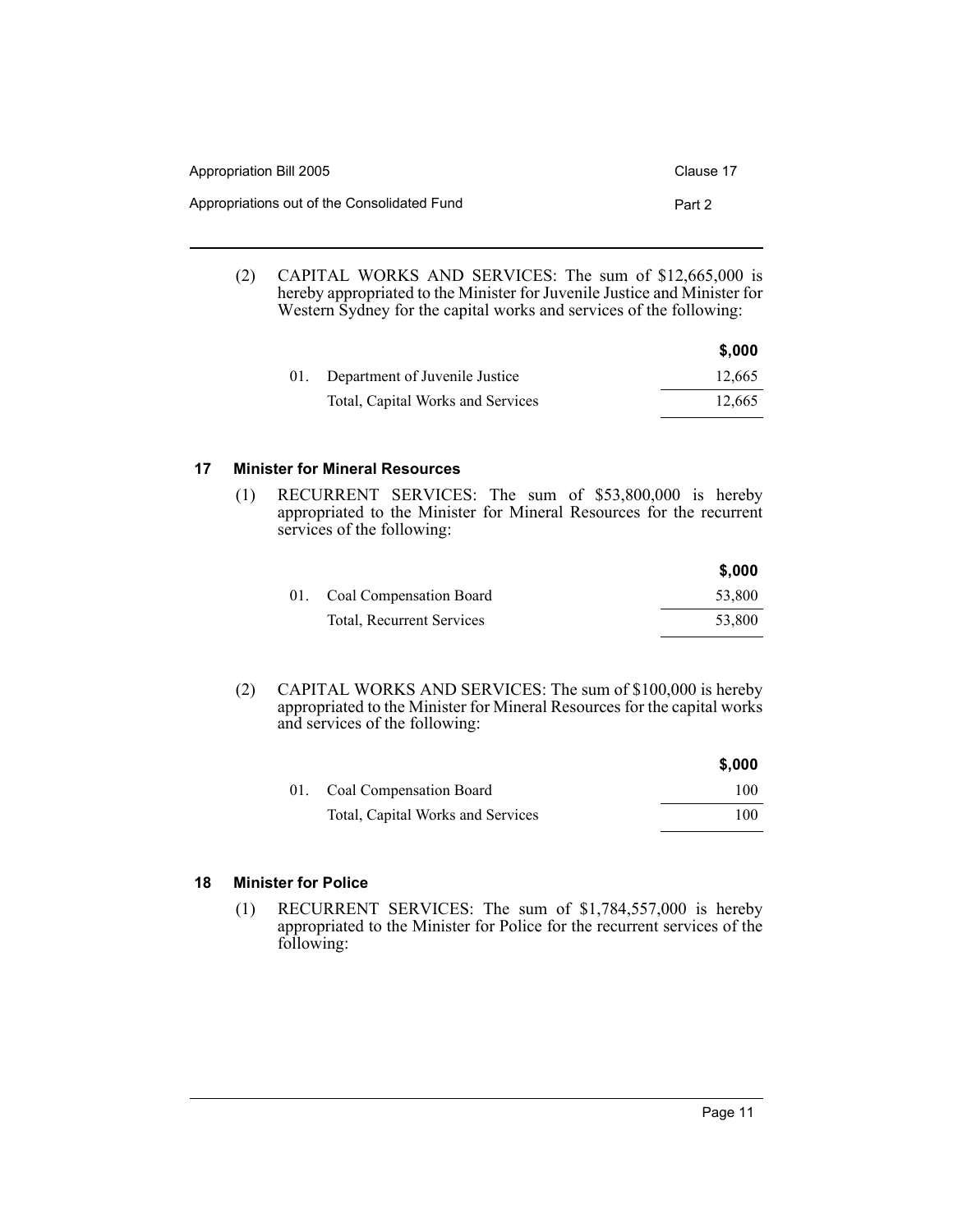(2) CAPITAL WORKS AND SERVICES: The sum of $12,665,000 is hereby appropriated to the Minister for Juvenile Justice and Minister for Western Sydney for the capital works and services of the following:

| | | $,000 |
|---|---|---|
| 01. | Department of Juvenile Justice | 12,665 |
| | Total, Capital Works and Services | 12,665 |

## 17 Minister for Mineral Resources

(1) RECURRENT SERVICES: The sum of $53,800,000 is hereby appropriated to the Minister for Mineral Resources for the recurrent services of the following:

| | | $,000 |
|---|---|---|
| 01. | Coal Compensation Board | 53,800 |
| | Total, Recurrent Services | 53,800 |

(2) CAPITAL WORKS AND SERVICES: The sum of $100,000 is hereby appropriated to the Minister for Mineral Resources for the capital works and services of the following:

| | | $,000 |
|---|---|---|
| 01. | Coal Compensation Board | 100 |
| | Total, Capital Works and Services | 100 |

## 18 Minister for Police

(1) RECURRENT SERVICES: The sum of $1,784,557,000 is hereby appropriated to the Minister for Police for the recurrent services of the following: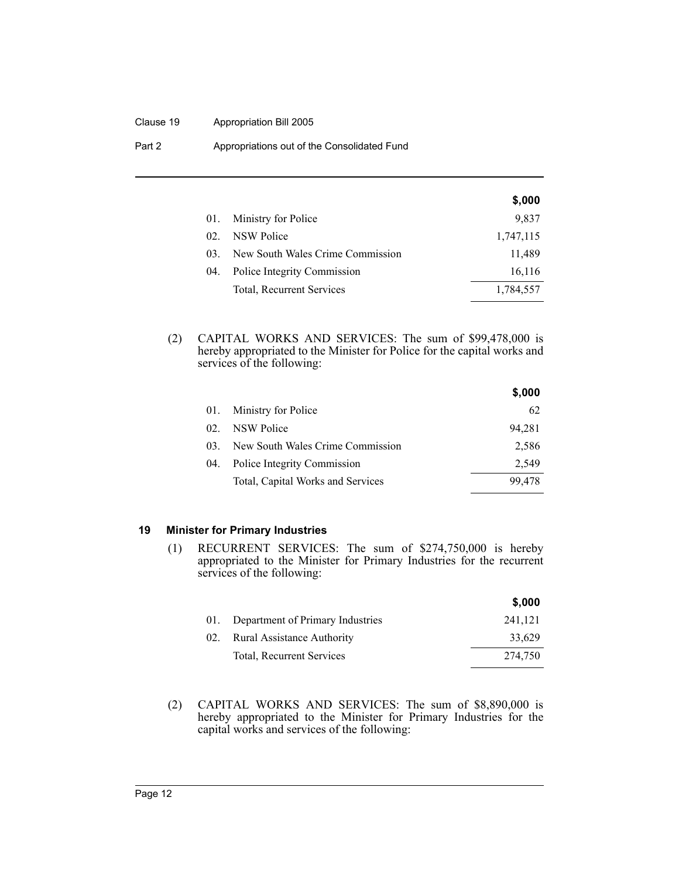| | | $,000 |
|---|---|---|
| 01. | Ministry for Police | 9,837 |
| 02. | NSW Police | 1,747,115 |
| 03. | New South Wales Crime Commission | 11,489 |
| 04. | Police Integrity Commission | 16,116 |
| | Total, Recurrent Services | 1,784,557 |

(2) CAPITAL WORKS AND SERVICES: The sum of $99,478,000 is hereby appropriated to the Minister for Police for the capital works and services of the following:

| | | $,000 |
|---|---|---|
| 01. | Ministry for Police | 62 |
| 02. | NSW Police | 94,281 |
| 03. | New South Wales Crime Commission | 2,586 |
| 04. | Police Integrity Commission | 2,549 |
| | Total, Capital Works and Services | 99,478 |

### 19 Minister for Primary Industries

(1) RECURRENT SERVICES: The sum of $274,750,000 is hereby appropriated to the Minister for Primary Industries for the recurrent services of the following:

| | | $,000 |
|---|---|---|
| 01. | Department of Primary Industries | 241,121 |
| 02. | Rural Assistance Authority | 33,629 |
| | Total, Recurrent Services | 274,750 |

(2) CAPITAL WORKS AND SERVICES: The sum of $8,890,000 is hereby appropriated to the Minister for Primary Industries for the capital works and services of the following: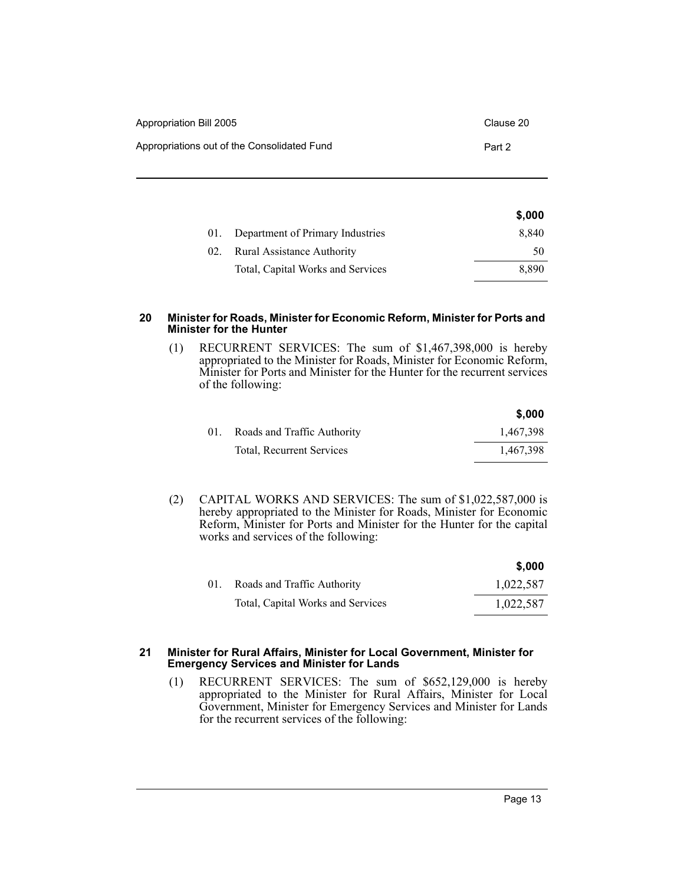| | | $,000 |
|---|---|---|
| 01. | Department of Primary Industries | 8,840 |
| 02. | Rural Assistance Authority | 50 |
| | Total, Capital Works and Services | 8,890 |

### 20 Minister for Roads, Minister for Economic Reform, Minister for Ports and Minister for the Hunter

(1) RECURRENT SERVICES: The sum of $1,467,398,000 is hereby appropriated to the Minister for Roads, Minister for Economic Reform, Minister for Ports and Minister for the Hunter for the recurrent services of the following:

| | | $,000 |
|---|---|---|
| 01. | Roads and Traffic Authority | 1,467,398 |
| | Total, Recurrent Services | 1,467,398 |

(2) CAPITAL WORKS AND SERVICES: The sum of $1,022,587,000 is hereby appropriated to the Minister for Roads, Minister for Economic Reform, Minister for Ports and Minister for the Hunter for the capital works and services of the following:

| | | $,000 |
|---|---|---|
| 01. | Roads and Traffic Authority | 1,022,587 |
| | Total, Capital Works and Services | 1,022,587 |

### 21 Minister for Rural Affairs, Minister for Local Government, Minister for Emergency Services and Minister for Lands

(1) RECURRENT SERVICES: The sum of $652,129,000 is hereby appropriated to the Minister for Rural Affairs, Minister for Local Government, Minister for Emergency Services and Minister for Lands for the recurrent services of the following: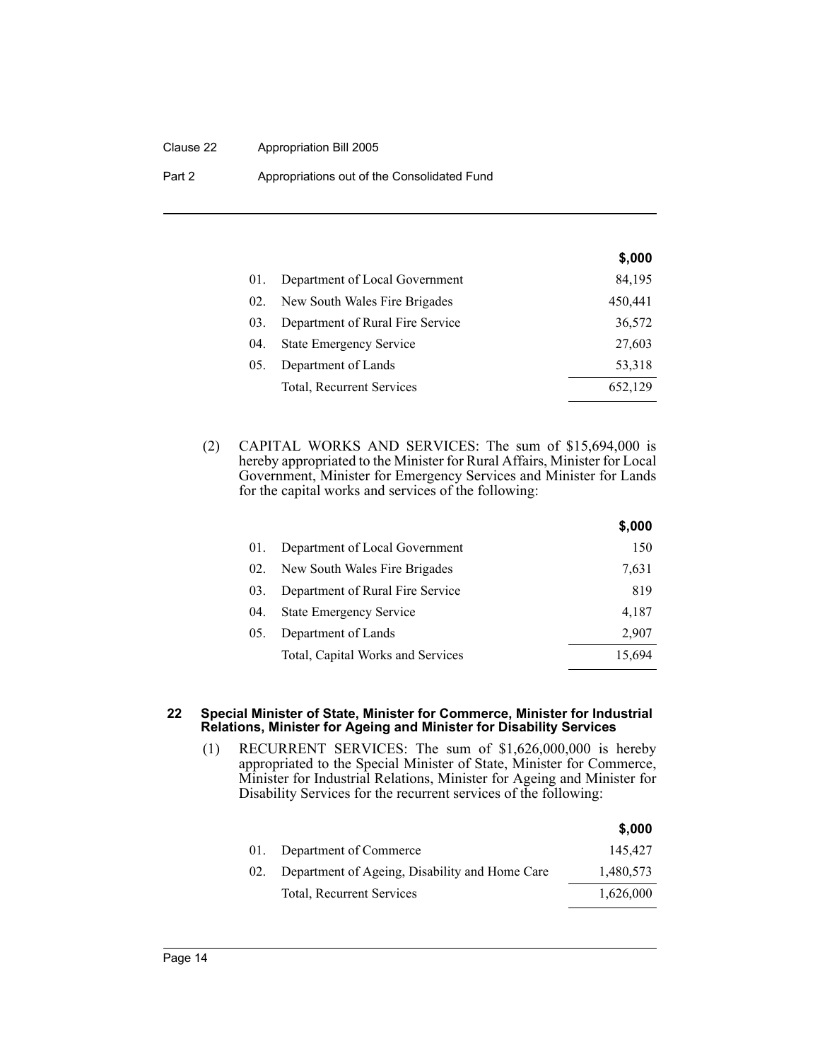| | | $,000 |
|---|---|---|
| 01. | Department of Local Government | 84,195 |
| 02. | New South Wales Fire Brigades | 450,441 |
| 03. | Department of Rural Fire Service | 36,572 |
| 04. | State Emergency Service | 27,603 |
| 05. | Department of Lands | 53,318 |
| | Total, Recurrent Services | 652,129 |

(2) CAPITAL WORKS AND SERVICES: The sum of $15,694,000 is hereby appropriated to the Minister for Rural Affairs, Minister for Local Government, Minister for Emergency Services and Minister for Lands for the capital works and services of the following:

| | | $,000 |
|---|---|---|
| 01. | Department of Local Government | 150 |
| 02. | New South Wales Fire Brigades | 7,631 |
| 03. | Department of Rural Fire Service | 819 |
| 04. | State Emergency Service | 4,187 |
| 05. | Department of Lands | 2,907 |
| | Total, Capital Works and Services | 15,694 |

### 22 Special Minister of State, Minister for Commerce, Minister for Industrial Relations, Minister for Ageing and Minister for Disability Services

(1) RECURRENT SERVICES: The sum of $1,626,000,000 is hereby appropriated to the Special Minister of State, Minister for Commerce, Minister for Industrial Relations, Minister for Ageing and Minister for Disability Services for the recurrent services of the following:

| | | $,000 |
|---|---|---|
| 01. | Department of Commerce | 145,427 |
| 02. | Department of Ageing, Disability and Home Care | 1,480,573 |
| | Total, Recurrent Services | 1,626,000 |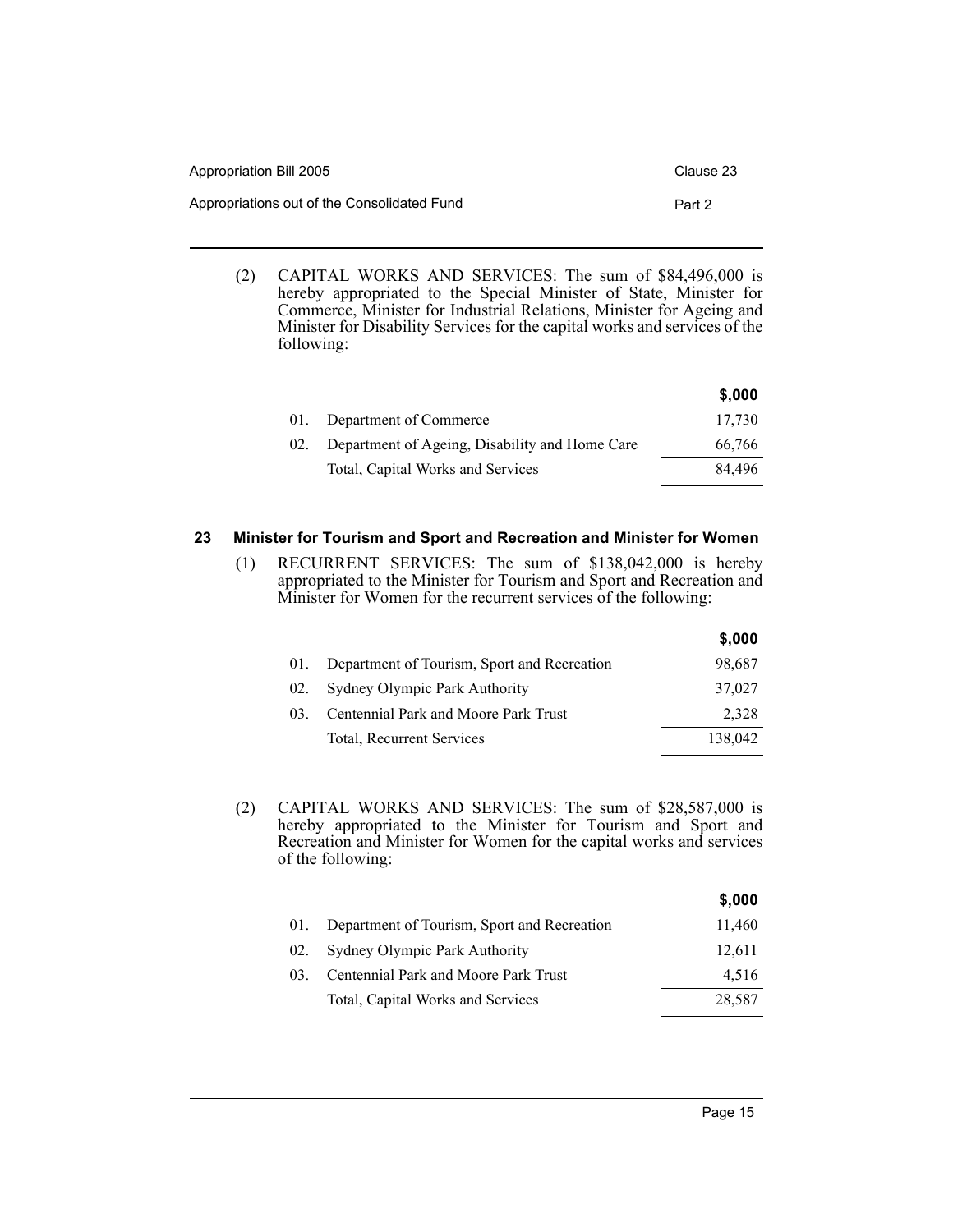(2) CAPITAL WORKS AND SERVICES: The sum of $84,496,000 is hereby appropriated to the Special Minister of State, Minister for Commerce, Minister for Industrial Relations, Minister for Ageing and Minister for Disability Services for the capital works and services of the following:

| | | $,000 |
|---|---|---|
| 01. | Department of Commerce | 17,730 |
| 02. | Department of Ageing, Disability and Home Care | 66,766 |
| | Total, Capital Works and Services | 84,496 |

### 23 Minister for Tourism and Sport and Recreation and Minister for Women

(1) RECURRENT SERVICES: The sum of $138,042,000 is hereby appropriated to the Minister for Tourism and Sport and Recreation and Minister for Women for the recurrent services of the following:

| | | $,000 |
|---|---|---|
| 01. | Department of Tourism, Sport and Recreation | 98,687 |
| 02. | Sydney Olympic Park Authority | 37,027 |
| 03. | Centennial Park and Moore Park Trust | 2,328 |
| | Total, Recurrent Services | 138,042 |

(2) CAPITAL WORKS AND SERVICES: The sum of $28,587,000 is hereby appropriated to the Minister for Tourism and Sport and Recreation and Minister for Women for the capital works and services of the following:

| | | $,000 |
|---|---|---|
| 01. | Department of Tourism, Sport and Recreation | 11,460 |
| 02. | Sydney Olympic Park Authority | 12,611 |
| 03. | Centennial Park and Moore Park Trust | 4,516 |
| | Total, Capital Works and Services | 28,587 |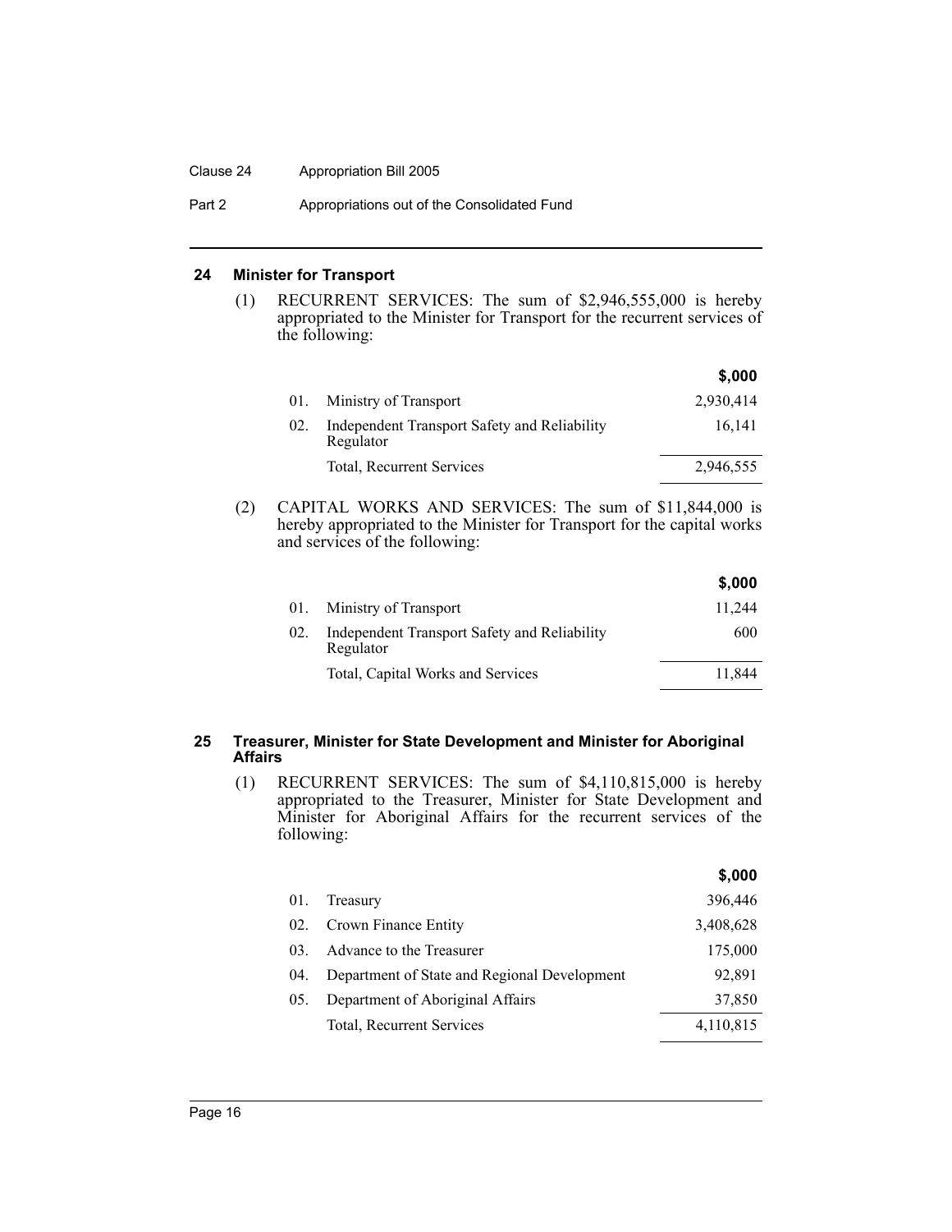## 24 Minister for Transport

(1) RECURRENT SERVICES: The sum of $2,946,555,000 is hereby appropriated to the Minister for Transport for the recurrent services of the following:

| | | $,000 |
|---|---|---|
| 01. | Ministry of Transport | 2,930,414 |
| 02. | Independent Transport Safety and Reliability Regulator | 16,141 |
| | Total, Recurrent Services | 2,946,555 |

(2) CAPITAL WORKS AND SERVICES: The sum of $11,844,000 is hereby appropriated to the Minister for Transport for the capital works and services of the following:

| | | $,000 |
|---|---|---|
| 01. | Ministry of Transport | 11,244 |
| 02. | Independent Transport Safety and Reliability Regulator | 600 |
| | Total, Capital Works and Services | 11,844 |

## 25 Treasurer, Minister for State Development and Minister for Aboriginal Affairs

(1) RECURRENT SERVICES: The sum of $4,110,815,000 is hereby appropriated to the Treasurer, Minister for State Development and Minister for Aboriginal Affairs for the recurrent services of the following:

| | | $,000 |
|---|---|---|
| 01. | Treasury | 396,446 |
| 02. | Crown Finance Entity | 3,408,628 |
| 03. | Advance to the Treasurer | 175,000 |
| 04. | Department of State and Regional Development | 92,891 |
| 05. | Department of Aboriginal Affairs | 37,850 |
| | Total, Recurrent Services | 4,110,815 |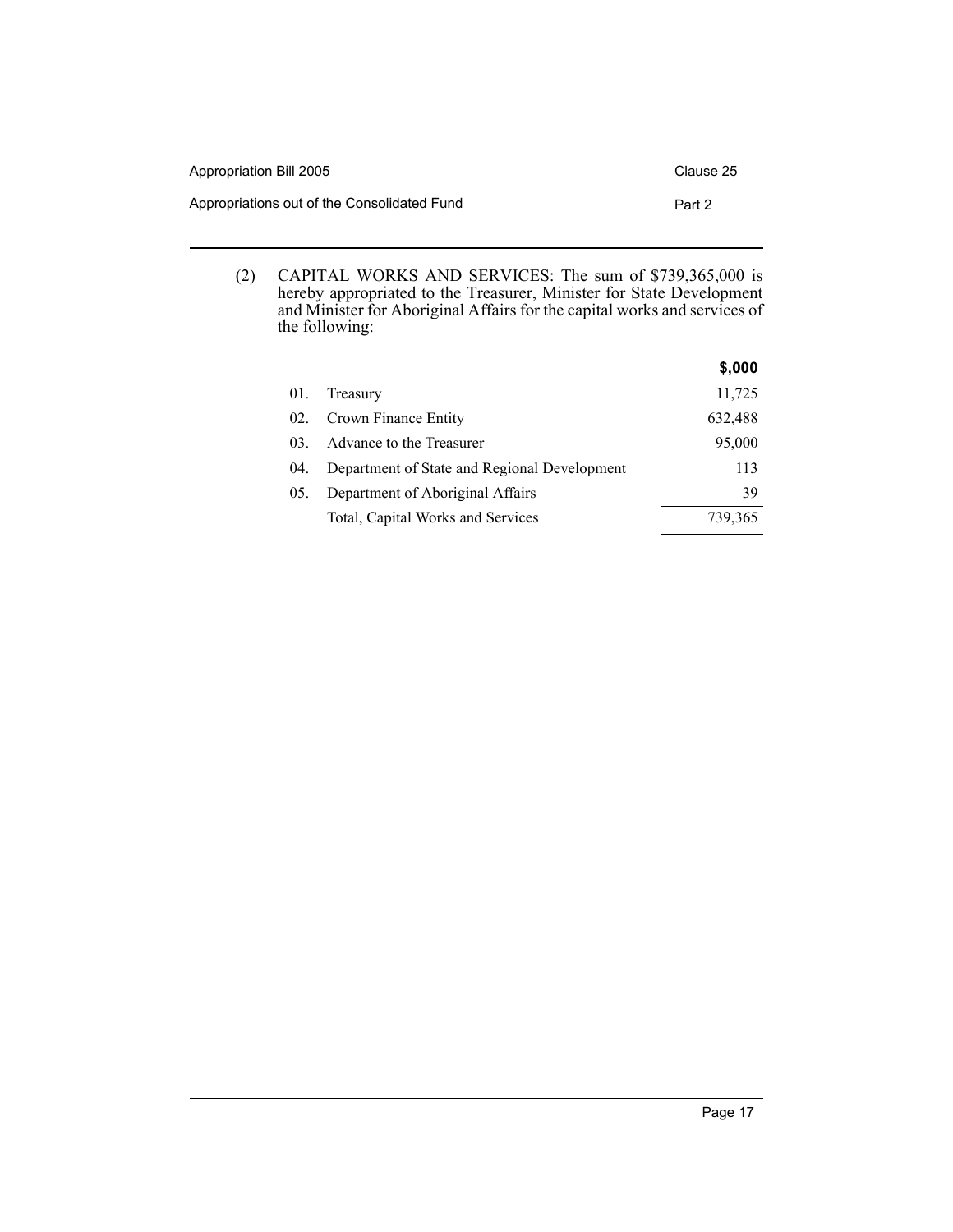(2) CAPITAL WORKS AND SERVICES: The sum of $739,365,000 is hereby appropriated to the Treasurer, Minister for State Development and Minister for Aboriginal Affairs for the capital works and services of the following:

| | | $,000 |
|---|---|---|
| 01. | Treasury | 11,725 |
| 02. | Crown Finance Entity | 632,488 |
| 03. | Advance to the Treasurer | 95,000 |
| 04. | Department of State and Regional Development | 113 |
| 05. | Department of Aboriginal Affairs | 39 |
| | Total, Capital Works and Services | 739,365 |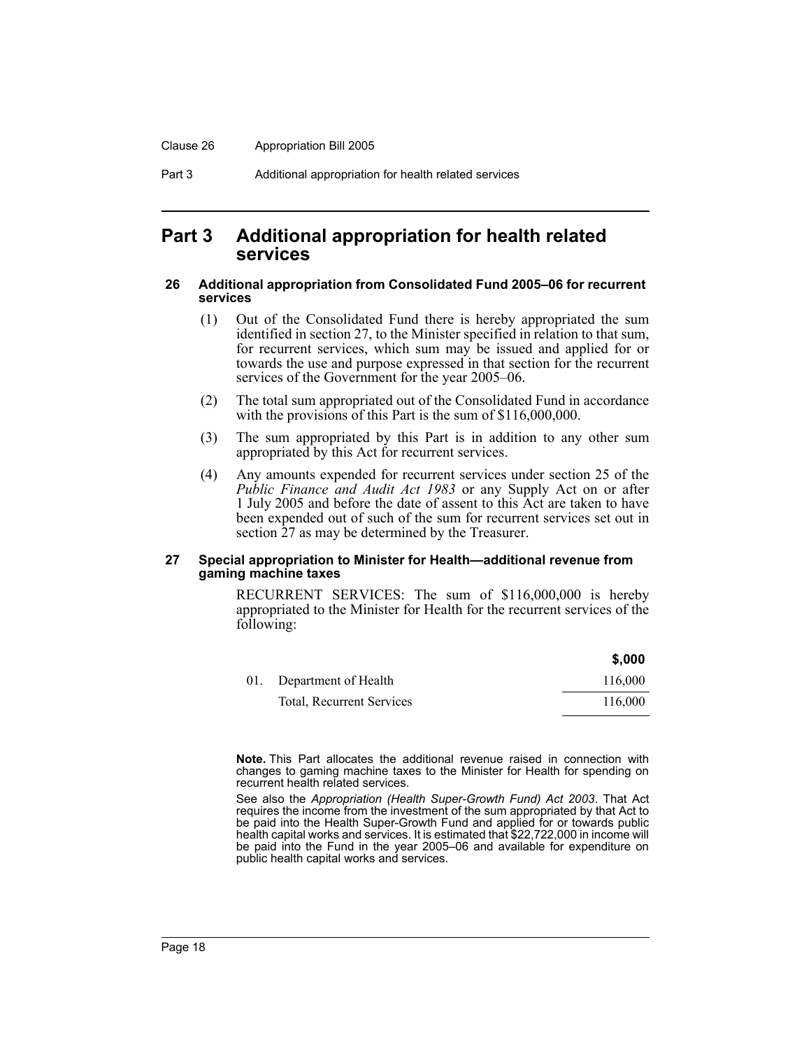# Part 3 Additional appropriation for health related services

### 26 Additional appropriation from Consolidated Fund 2005–06 for recurrent services

(1) Out of the Consolidated Fund there is hereby appropriated the sum identified in section 27, to the Minister specified in relation to that sum, for recurrent services, which sum may be issued and applied for or towards the use and purpose expressed in that section for the recurrent services of the Government for the year 2005–06.

(2) The total sum appropriated out of the Consolidated Fund in accordance with the provisions of this Part is the sum of $116,000,000.

(3) The sum appropriated by this Part is in addition to any other sum appropriated by this Act for recurrent services.

(4) Any amounts expended for recurrent services under section 25 of the *Public Finance and Audit Act 1983* or any Supply Act on or after 1 July 2005 and before the date of assent to this Act are taken to have been expended out of such of the sum for recurrent services set out in section 27 as may be determined by the Treasurer.

### 27 Special appropriation to Minister for Health—additional revenue from gaming machine taxes

RECURRENT SERVICES: The sum of $116,000,000 is hereby appropriated to the Minister for Health for the recurrent services of the following:

| | | $,000 |
|---|---|---|
| 01. | Department of Health | 116,000 |
| | Total, Recurrent Services | 116,000 |

**Note.** This Part allocates the additional revenue raised in connection with changes to gaming machine taxes to the Minister for Health for spending on recurrent health related services.

See also the *Appropriation (Health Super-Growth Fund) Act 2003*. That Act requires the income from the investment of the sum appropriated by that Act to be paid into the Health Super-Growth Fund and applied for or towards public health capital works and services. It is estimated that $22,722,000 in income will be paid into the Fund in the year 2005–06 and available for expenditure on public health capital works and services.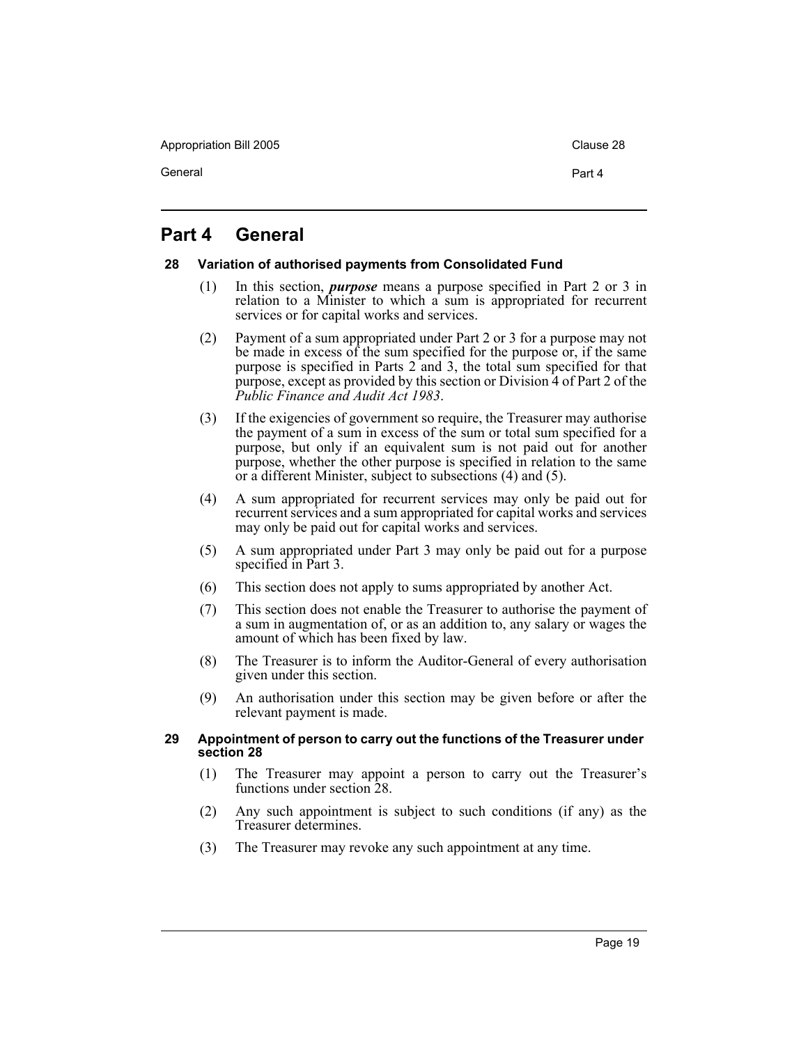# Part 4 General

### 28 Variation of authorised payments from Consolidated Fund

(1) In this section, ***purpose*** means a purpose specified in Part 2 or 3 in relation to a Minister to which a sum is appropriated for recurrent services or for capital works and services.

(2) Payment of a sum appropriated under Part 2 or 3 for a purpose may not be made in excess of the sum specified for the purpose or, if the same purpose is specified in Parts 2 and 3, the total sum specified for that purpose, except as provided by this section or Division 4 of Part 2 of the *Public Finance and Audit Act 1983*.

(3) If the exigencies of government so require, the Treasurer may authorise the payment of a sum in excess of the sum or total sum specified for a purpose, but only if an equivalent sum is not paid out for another purpose, whether the other purpose is specified in relation to the same or a different Minister, subject to subsections (4) and (5).

(4) A sum appropriated for recurrent services may only be paid out for recurrent services and a sum appropriated for capital works and services may only be paid out for capital works and services.

(5) A sum appropriated under Part 3 may only be paid out for a purpose specified in Part 3.

(6) This section does not apply to sums appropriated by another Act.

(7) This section does not enable the Treasurer to authorise the payment of a sum in augmentation of, or as an addition to, any salary or wages the amount of which has been fixed by law.

(8) The Treasurer is to inform the Auditor-General of every authorisation given under this section.

(9) An authorisation under this section may be given before or after the relevant payment is made.

### 29 Appointment of person to carry out the functions of the Treasurer under section 28

(1) The Treasurer may appoint a person to carry out the Treasurer's functions under section 28.

(2) Any such appointment is subject to such conditions (if any) as the Treasurer determines.

(3) The Treasurer may revoke any such appointment at any time.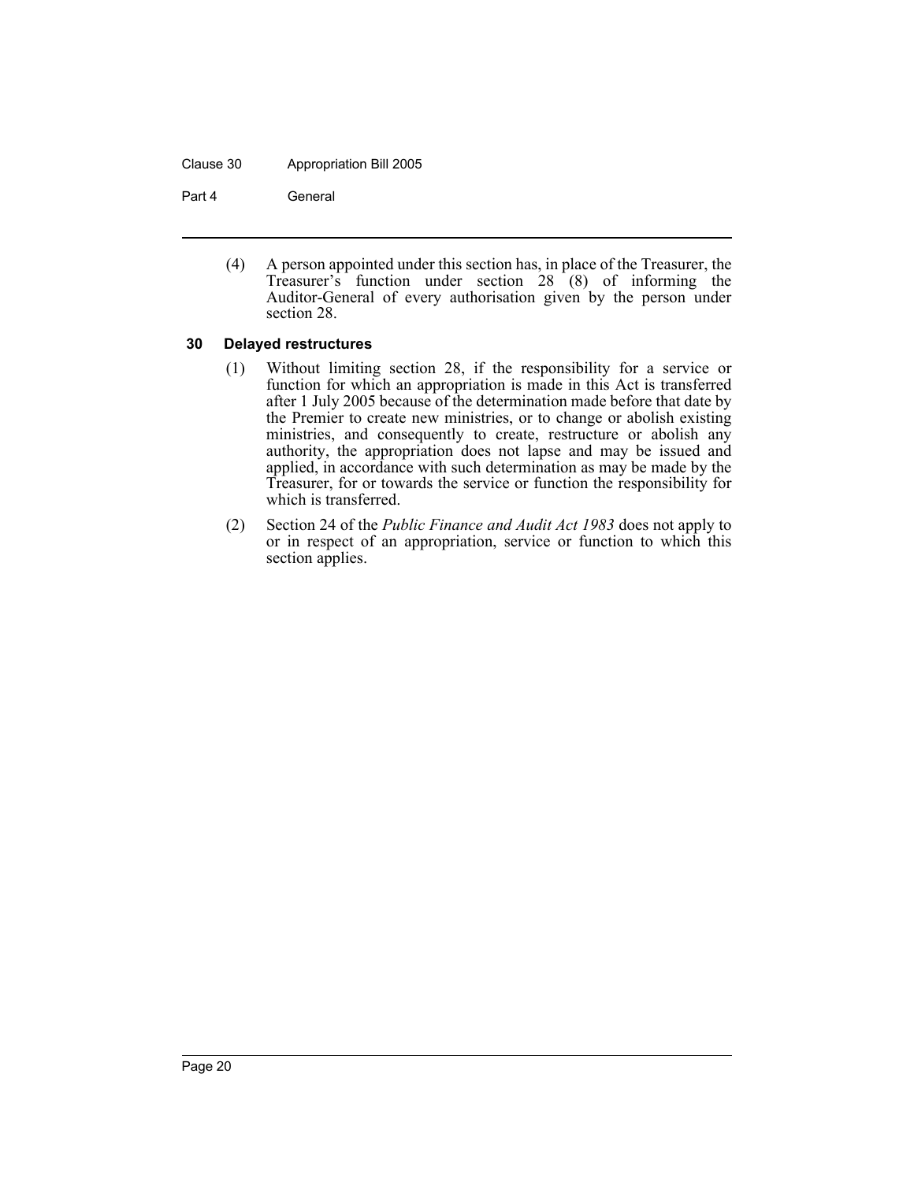(4) A person appointed under this section has, in place of the Treasurer, the Treasurer's function under section 28 (8) of informing the Auditor-General of every authorisation given by the person under section 28.

### 30 Delayed restructures

(1) Without limiting section 28, if the responsibility for a service or function for which an appropriation is made in this Act is transferred after 1 July 2005 because of the determination made before that date by the Premier to create new ministries, or to change or abolish existing ministries, and consequently to create, restructure or abolish any authority, the appropriation does not lapse and may be issued and applied, in accordance with such determination as may be made by the Treasurer, for or towards the service or function the responsibility for which is transferred.

(2) Section 24 of the *Public Finance and Audit Act 1983* does not apply to or in respect of an appropriation, service or function to which this section applies.